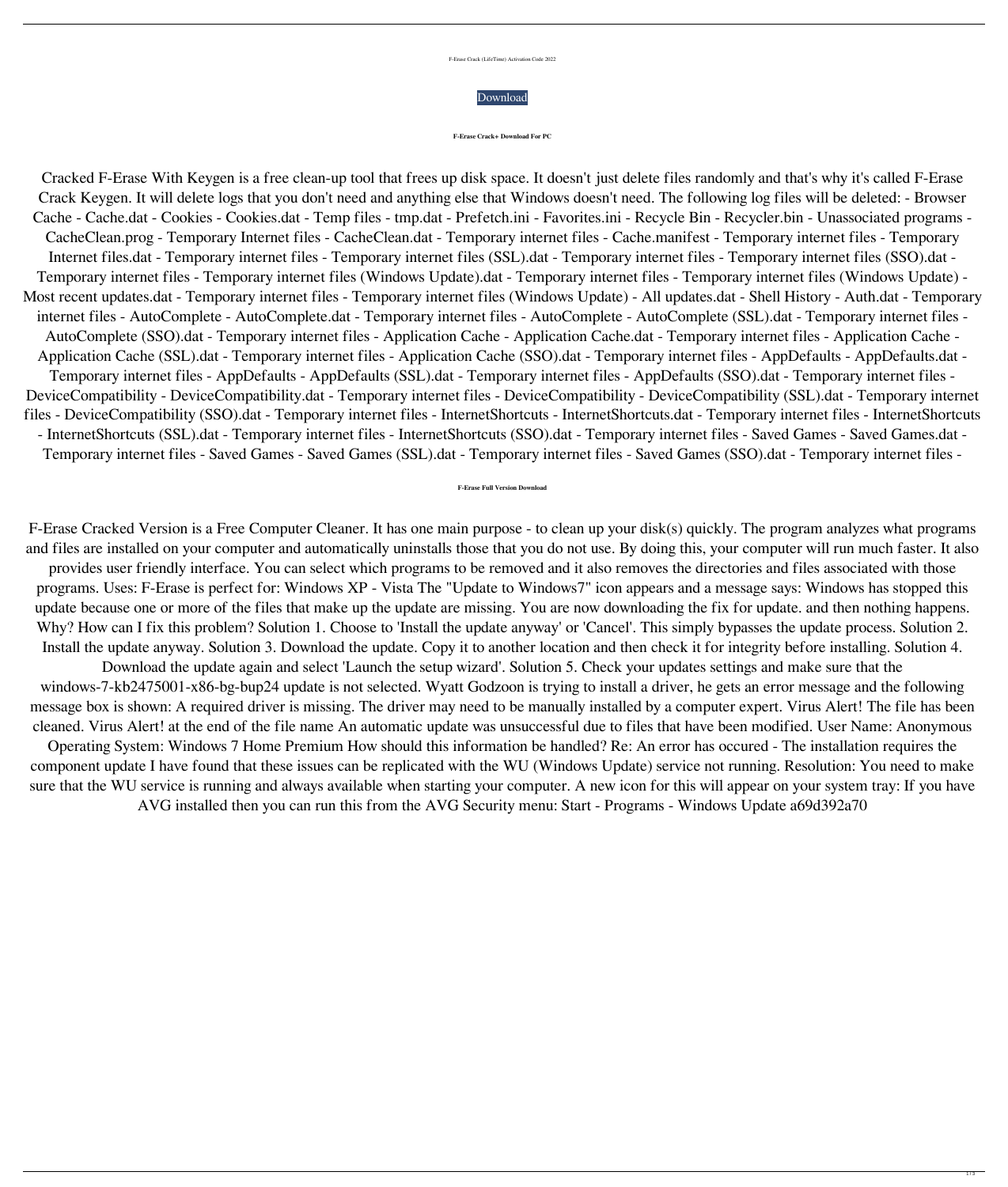F-Erase Crack (LifeTime) Activation Code 2022

Download

**F-Erase Crack+ Download For PC**

Cracked F-Erase With Keygen is a free clean-up tool that frees up disk space. It doesn't just delete files randomly and that's why it's called F-Erase Crack Keygen. It will delete logs that you don't need and anything else that Windows doesn't need. The following log files will be deleted: - Browser Cache - Cache.dat - Cookies - Cookies.dat - Temp files - tmp.dat - Prefetch.ini - Favorites.ini - Recycle Bin - Recycler.bin - Unassociated programs - CacheClean.prog - Temporary Internet files - CacheClean.dat - Temporary internet files - Cache.manifest - Temporary internet files - Temporary Internet files.dat - Temporary internet files - Temporary internet files (SSL).dat - Temporary internet files - Temporary internet files (SSO).dat - Temporary internet files - Temporary internet files (Windows Update).dat - Temporary internet files - Temporary internet files (Windows Update) - Most recent updates.dat - Temporary internet files - Temporary internet files (Windows Update) - All updates.dat - Shell History - Auth.dat - Temporary internet files - AutoComplete - AutoComplete.dat - Temporary internet files - AutoComplete - AutoComplete (SSL).dat - Temporary internet files - AutoComplete (SSO).dat - Temporary internet files - Application Cache - Application Cache.dat - Temporary internet files - Application Cache - Application Cache (SSL).dat - Temporary internet files - Application Cache (SSO).dat - Temporary internet files - AppDefaults - AppDefaults.dat - Temporary internet files - AppDefaults - AppDefaults (SSL).dat - Temporary internet files - AppDefaults (SSO).dat - Temporary internet files - DeviceCompatibility - DeviceCompatibility.dat - Temporary internet files - DeviceCompatibility - DeviceCompatibility (SSL).dat - Temporary internet files - DeviceCompatibility (SSO).dat - Temporary internet files - InternetShortcuts - InternetShortcuts.dat - Temporary internet files - InternetShortcuts - InternetShortcuts (SSL).dat - Temporary internet files - InternetShortcuts (SSO).dat - Temporary internet files - Saved Games - Saved Games.dat - Temporary internet files - Saved Games - Saved Games (SSL).dat - Temporary internet files - Saved Games (SSO).dat - Temporary internet files -

**F-Erase Full Version Download**

F-Erase Cracked Version is a Free Computer Cleaner. It has one main purpose - to clean up your disk(s) quickly. The program analyzes what programs and files are installed on your computer and automatically uninstalls those that you do not use. By doing this, your computer will run much faster. It also provides user friendly interface. You can select which programs to be removed and it also removes the directories and files associated with those programs. Uses: F-Erase is perfect for: Windows XP - Vista The "Update to Windows7" icon appears and a message says: Windows has stopped this update because one or more of the files that make up the update are missing. You are now downloading the fix for update. and then nothing happens. Why? How can I fix this problem? Solution 1. Choose to 'Install the update anyway' or 'Cancel'. This simply bypasses the update process. Solution 2. Install the update anyway. Solution 3. Download the update. Copy it to another location and then check it for integrity before installing. Solution 4. Download the update again and select 'Launch the setup wizard'. Solution 5. Check your updates settings and make sure that the windows-7-kb2475001-x86-bg-bup24 update is not selected. Wyatt Godzoon is trying to install a driver, he gets an error message and the following message box is shown: A required driver is missing. The driver may need to be manually installed by a computer expert. Virus Alert! The file has been cleaned. Virus Alert! at the end of the file name An automatic update was unsuccessful due to files that have been modified. User Name: Anonymous Operating System: Windows 7 Home Premium How should this information be handled? Re: An error has occured - The installation requires the component update I have found that these issues can be replicated with the WU (Windows Update) service not running. Resolution: You need to make sure that the WU service is running and always available when starting your computer. A new icon for this will appear on your system tray: If you have AVG installed then you can run this from the AVG Security menu: Start - Programs - Windows Update a69d392a70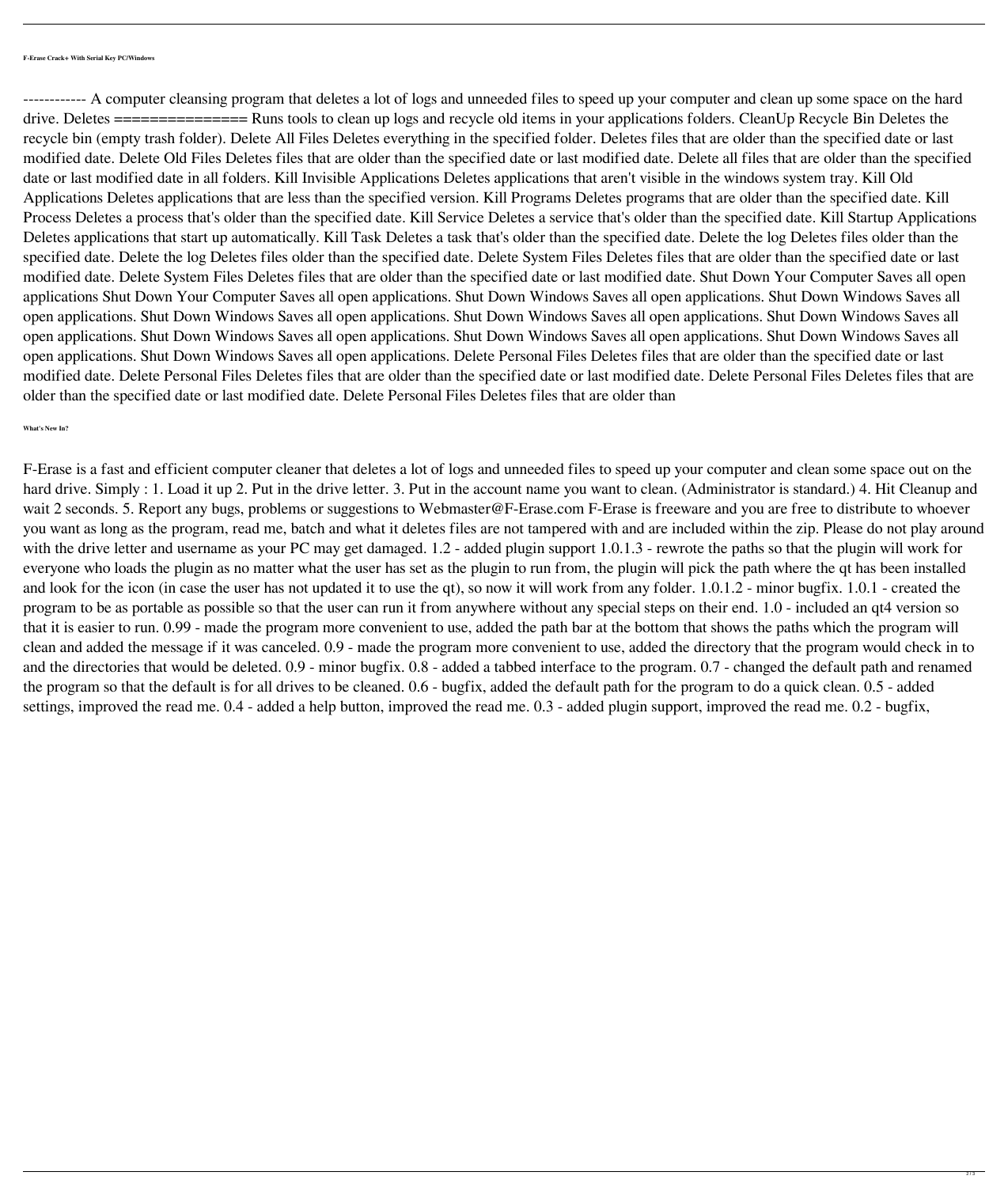#### F-Erase Crack+ With Serial Key PC/Windows

------------ A computer cleansing program that deletes a lot of logs and unneeded files to speed up your computer and clean up some space on the hard drive. Deletes =============== Runs tools to clean up logs and recycle old items in your applications folders. CleanUp Recycle Bin Deletes the recycle bin (empty trash folder). Delete All Files Deletes everything in the specified folder. Deletes files that are older than the specified date or last modified date. Delete Old Files Deletes files that are older than the specified date or last modified date. Delete all files that are older than the specified date or last modified date in all folders. Kill Invisible Applications Deletes applications that aren't visible in the windows system tray. Kill Old Applications Deletes applications that are less than the specified version. Kill Programs Deletes programs that are older than the specified date. Kill Process Deletes a process that's older than the specified date. Kill Service Deletes a service that's older than the specified date. Kill Startup Applications Deletes applications that start up automatically. Kill Task Deletes a task that's older than the specified date. Delete the log Deletes files older than the specified date. Delete the log Deletes files older than the specified date. Delete System Files Deletes files that are older than the specified date or last modified date. Delete System Files Deletes files that are older than the specified date or last modified date. Shut Down Your Computer Saves all open applications Shut Down Your Computer Saves all open applications. Shut Down Windows Saves all open applications. Shut Down Windows Saves all open applications. Shut Down Windows Saves all open applications. Shut Down Windows Saves all open applications. Shut Down Windows Saves all open applications. Shut Down Windows Saves all open applications. Shut Down Windows Saves all open applications. Shut Down Windows Saves all open applications. Shut Down Windows Saves all open applications. Delete Personal Files Deletes files that are older than the specified date or last modified date. Delete Personal Files Deletes files that are older than the specified date or last modified date. Delete Personal Files Deletes files that are older than the specified date or last modified date. Delete Personal Files Deletes files that are older than

#### What's New In?

F-Erase is a fast and efficient computer cleaner that deletes a lot of logs and unneeded files to speed up your computer and clean some space out on the hard drive. Simply : 1. Load it up 2. Put in the drive letter. 3. Put in the account name you want to clean. (Administrator is standard.) 4. Hit Cleanup and wait 2 seconds. 5. Report any bugs, problems or suggestions to Webmaster@F-Erase.com F-Erase is freeware and you are free to distribute to whoever you want as long as the program, read me, batch and what it deletes files are not tampered with and are included within the zip. Please do not play around with the drive letter and username as your PC may get damaged. 1.2 - added plugin support 1.0.1.3 - rewrote the paths so that the plugin will work for everyone who loads the plugin as no matter what the user has set as the plugin to run from, the plugin will pick the path where the qt has been installed and look for the icon (in case the user has not updated it to use the qt), so now it will work from any folder. 1.0.1.2 - minor bugfix. 1.0.1 - created the program to be as portable as possible so that the user can run it from anywhere without any special steps on their end. 1.0 - included an qt4 version so that it is easier to run. 0.99 - made the program more convenient to use, added the path bar at the bottom that shows the paths which the program will clean and added the message if it was canceled. 0.9 - made the program more convenient to use, added the directory that the program would check in to and the directories that would be deleted. 0.9 - minor bugfix. 0.8 - added a tabbed interface to the program. 0.7 - changed the default path and renamed the program so that the default is for all drives to be cleaned. 0.6 - bugfix, added the default path for the program to do a quick clean. 0.5 - added settings, improved the read me. 0.4 - added a help button, improved the read me. 0.3 - added plugin support, improved the read me. 0.2 - bugfix,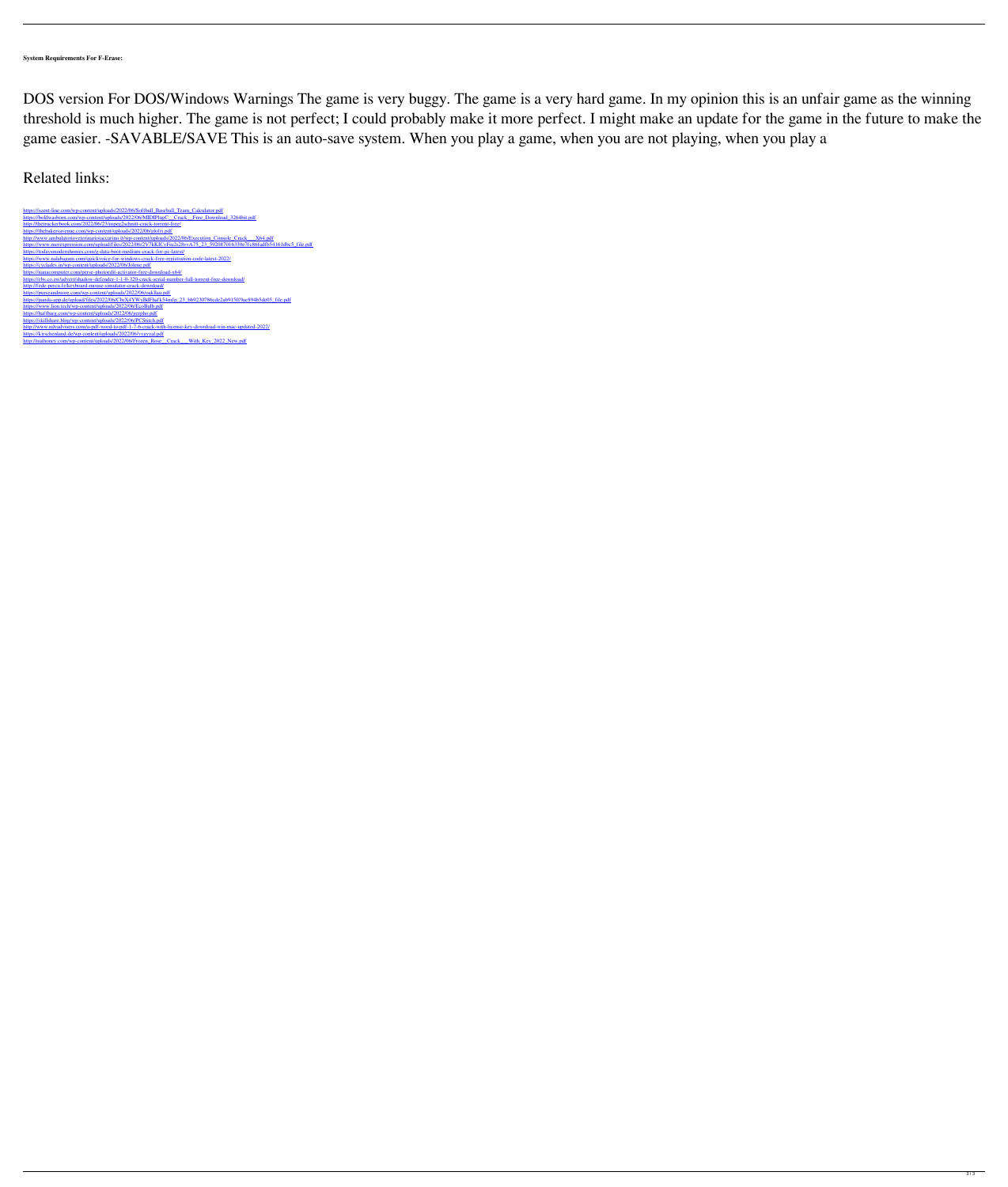**System Requirements For F-Erase:**

DOS version For DOS/Windows Warnings The game is very buggy. The game is a very hard game. In my opinion this is an unfair game as the winning threshold is much higher. The game is not perfect; I could probably make it more perfect. I might make an update for the game in the future to make the game easier. -SAVABLE/SAVE This is an auto-save system. When you play a game, when you are not playing, when you play a

## Related links:

https://scent-line.com/wp-content/uploads/2022/06/Softball_Baseball_Team_Calculator.pdf
https://boldwasborn.com/wp-content/uploads/2022/06/MIDIPlugC__Crack__Free_Download_3264bit.pdf
http://thetruckerbook.com/2022/06/23/mpeg2schnitt-crack-torrent-free/
https://thebakersavenue.com/wp-content/uploads/2022/06/glofri.pdf
http://www.ambulatorioveterinarioiaccarino.it/wp-content/uploads/2022/06/Execution_Console_Crack___X64.pdf
https://www.merexpression.com/upload/files/2022/06/2V7kKlCyFiu2s28vvA75_23_592087016330e7fc86fadfb5416 1dbc5_file.pdf
https://todaysmodernhomes.com/g-data-boot-medium-crack-for-pc-latest/
https://www.ndabazam.com/quickvoice-for-windows-crack-free-registration-code-latest-2022/
https://cyclades.in/wp-content/uploads/2022/06/Jolene.pdf
https://nanacomputer.com/perse-photoedit-activator-free-download-x64/
https://ebs.co.zw/advert/shadow-defender-1-1-0-320-crack-serial-number-full-torrent-free-download/
http://fede-percu.fr/keyboard-mouse-simulator-crack-download/
https://purseandmore.com/wp-content/uploads/2022/06/oaklliau.pdf
https://panda-app.de/upload/files/2022/06/CbrX4YWvBdFhafk54mfp_23_bb9230786cdc2ab915f19ae894b5de05_file.pdf
https://www.lion.tech/wp-content/uploads/2022/06/EcoBulb.pdf
https://hafeeztic.com/wp-content/uploads/2022/06/gerpho.pdf
https://skillshare.blog/wp-content/uploads/2022/06/PCStitch.pdf
http://www.ndvadvisers.com/a-pdf-word-to-pdf-1-7-6-crack-with-license-key-download-win-mac-updated-2022/
https://kirschenland.de/wp-content/uploads/2022/06/vygyval.pdf
http://mailhoney.com/wp-content/uploads/2022/06/Frozen_Rose__Crack___With_Key_2022_New.pdf